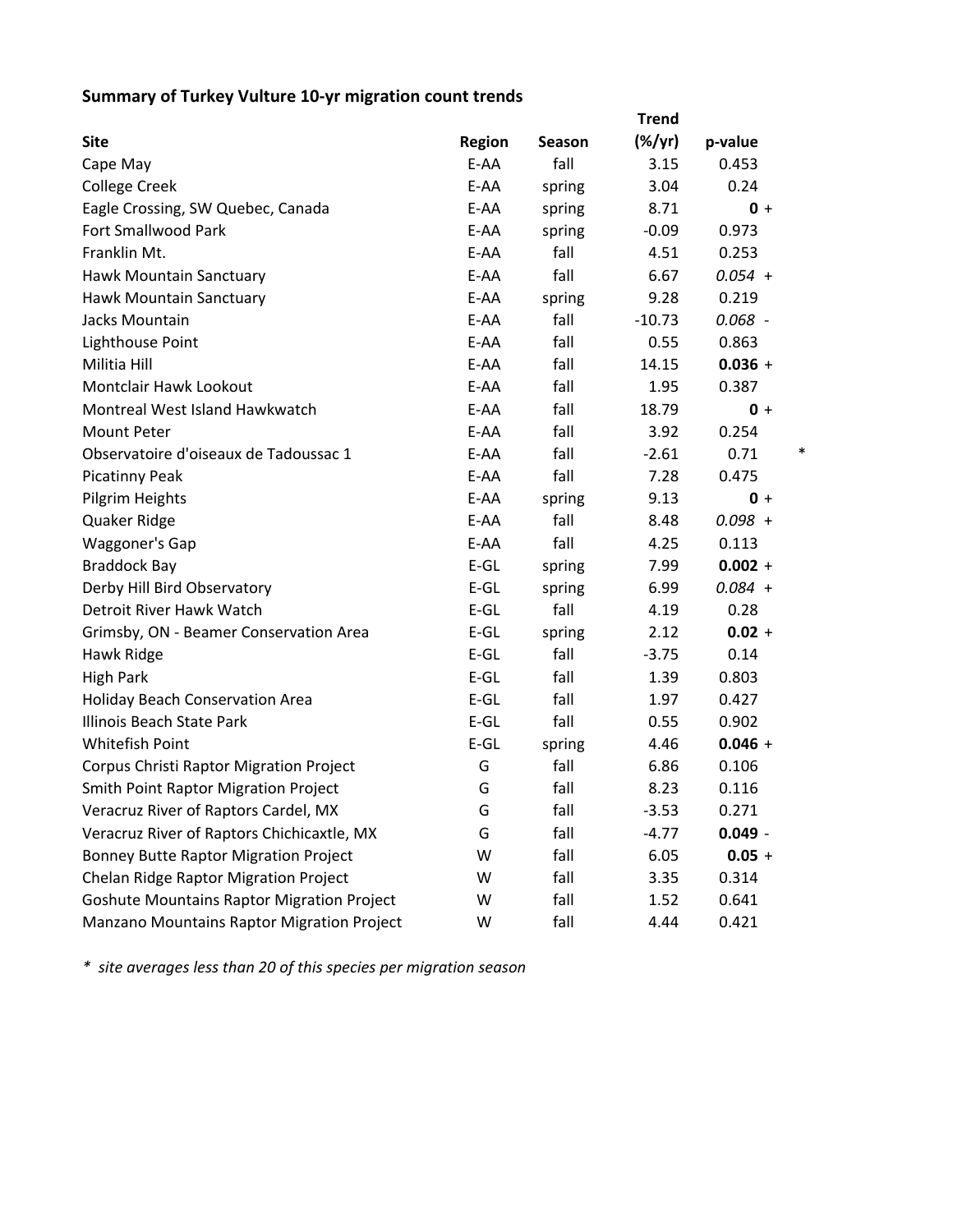**Summary of Turkey Vulture 10-yr migration count trends**

| Site | Region | Season | Trend (%/yr) | p-value | |
|---|---|---|---|---|---|
| Cape May | E-AA | fall | 3.15 | 0.453 | |
| College Creek | E-AA | spring | 3.04 | 0.24 | |
| Eagle Crossing, SW Quebec, Canada | E-AA | spring | 8.71 | **0** + | |
| Fort Smallwood Park | E-AA | spring | -0.09 | 0.973 | |
| Franklin Mt. | E-AA | fall | 4.51 | 0.253 | |
| Hawk Mountain Sanctuary | E-AA | fall | 6.67 | *0.054* + | |
| Hawk Mountain Sanctuary | E-AA | spring | 9.28 | 0.219 | |
| Jacks Mountain | E-AA | fall | -10.73 | *0.068* - | |
| Lighthouse Point | E-AA | fall | 0.55 | 0.863 | |
| Militia Hill | E-AA | fall | 14.15 | **0.036** + | |
| Montclair Hawk Lookout | E-AA | fall | 1.95 | 0.387 | |
| Montreal West Island Hawkwatch | E-AA | fall | 18.79 | **0** + | |
| Mount Peter | E-AA | fall | 3.92 | 0.254 | |
| Observatoire d'oiseaux de Tadoussac 1 | E-AA | fall | -2.61 | 0.71 | * |
| Picatinny Peak | E-AA | fall | 7.28 | 0.475 | |
| Pilgrim Heights | E-AA | spring | 9.13 | **0** + | |
| Quaker Ridge | E-AA | fall | 8.48 | *0.098* + | |
| Waggoner's Gap | E-AA | fall | 4.25 | 0.113 | |
| Braddock Bay | E-GL | spring | 7.99 | **0.002** + | |
| Derby Hill Bird Observatory | E-GL | spring | 6.99 | *0.084* + | |
| Detroit River Hawk Watch | E-GL | fall | 4.19 | 0.28 | |
| Grimsby, ON - Beamer Conservation Area | E-GL | spring | 2.12 | **0.02** + | |
| Hawk Ridge | E-GL | fall | -3.75 | 0.14 | |
| High Park | E-GL | fall | 1.39 | 0.803 | |
| Holiday Beach Conservation Area | E-GL | fall | 1.97 | 0.427 | |
| Illinois Beach State Park | E-GL | fall | 0.55 | 0.902 | |
| Whitefish Point | E-GL | spring | 4.46 | **0.046** + | |
| Corpus Christi Raptor Migration Project | G | fall | 6.86 | 0.106 | |
| Smith Point Raptor Migration Project | G | fall | 8.23 | 0.116 | |
| Veracruz River of Raptors Cardel, MX | G | fall | -3.53 | 0.271 | |
| Veracruz River of Raptors Chichicaxtle, MX | G | fall | -4.77 | **0.049** - | |
| Bonney Butte Raptor Migration Project | W | fall | 6.05 | **0.05** + | |
| Chelan Ridge Raptor Migration Project | W | fall | 3.35 | 0.314 | |
| Goshute Mountains Raptor Migration Project | W | fall | 1.52 | 0.641 | |
| Manzano Mountains Raptor Migration Project | W | fall | 4.44 | 0.421 | |

*\* site averages less than 20 of this species per migration season*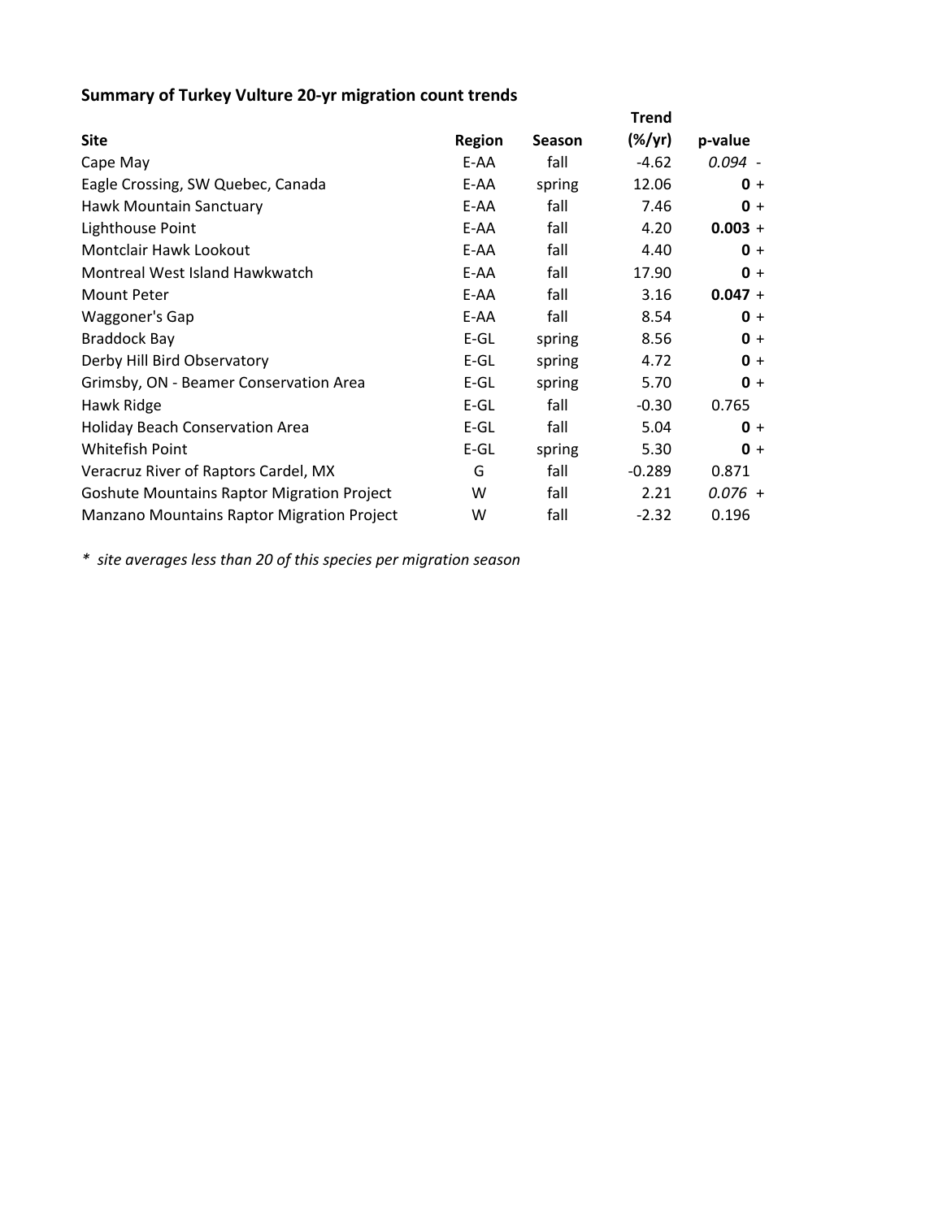**Summary of Turkey Vulture 20-yr migration count trends**

| Site | Region | Season | Trend (%/yr) | p-value |
|---|---|---|---|---|
| Cape May | E-AA | fall | -4.62 | *0.094* - |
| Eagle Crossing, SW Quebec, Canada | E-AA | spring | 12.06 | **0** + |
| Hawk Mountain Sanctuary | E-AA | fall | 7.46 | **0** + |
| Lighthouse Point | E-AA | fall | 4.20 | **0.003** + |
| Montclair Hawk Lookout | E-AA | fall | 4.40 | **0** + |
| Montreal West Island Hawkwatch | E-AA | fall | 17.90 | **0** + |
| Mount Peter | E-AA | fall | 3.16 | **0.047** + |
| Waggoner's Gap | E-AA | fall | 8.54 | **0** + |
| Braddock Bay | E-GL | spring | 8.56 | **0** + |
| Derby Hill Bird Observatory | E-GL | spring | 4.72 | **0** + |
| Grimsby, ON - Beamer Conservation Area | E-GL | spring | 5.70 | **0** + |
| Hawk Ridge | E-GL | fall | -0.30 | 0.765 |
| Holiday Beach Conservation Area | E-GL | fall | 5.04 | **0** + |
| Whitefish Point | E-GL | spring | 5.30 | **0** + |
| Veracruz River of Raptors Cardel, MX | G | fall | -0.289 | 0.871 |
| Goshute Mountains Raptor Migration Project | W | fall | 2.21 | *0.076* + |
| Manzano Mountains Raptor Migration Project | W | fall | -2.32 | 0.196 |

*\* site averages less than 20 of this species per migration season*